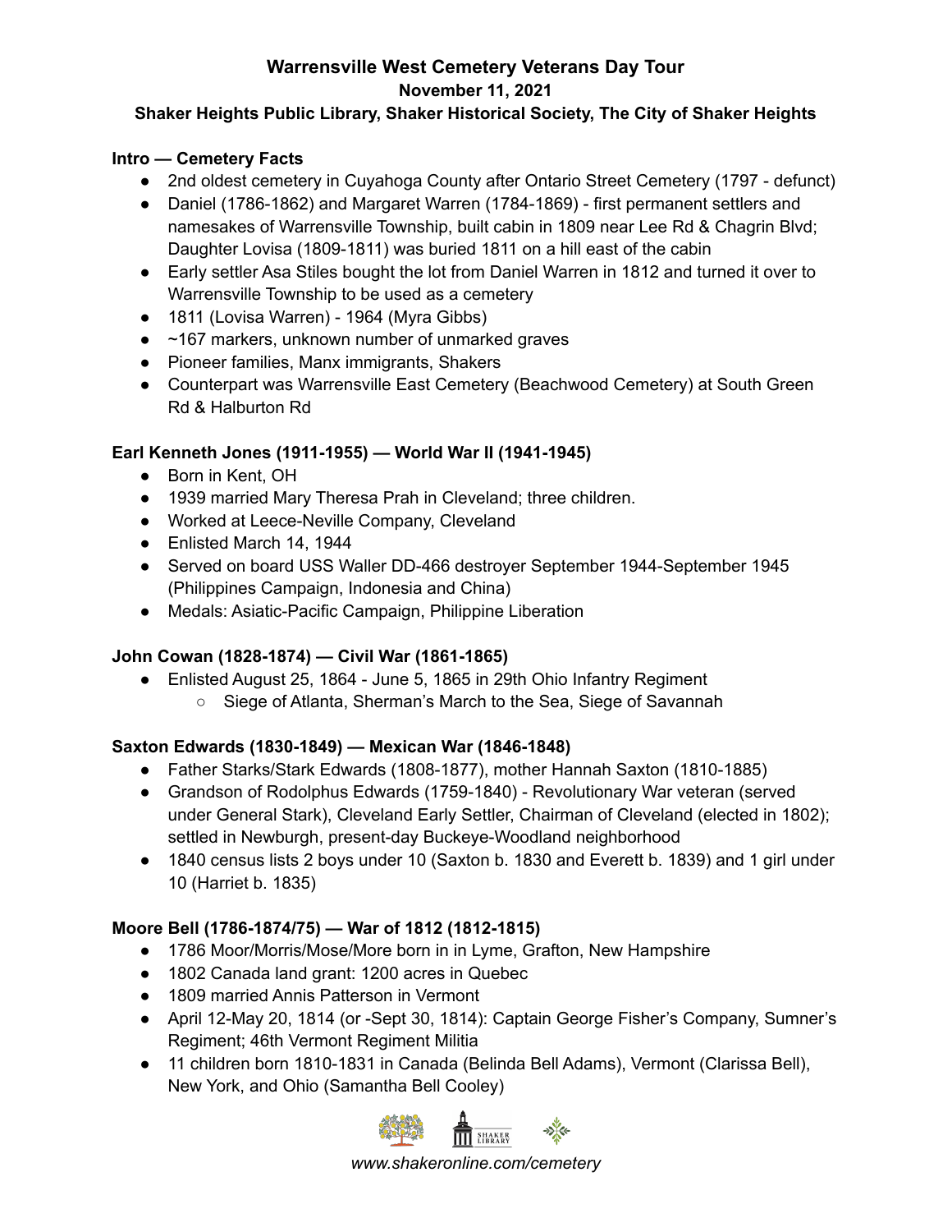# Warrensville West Cemetery Veterans Day Tour
## November 11, 2021
## Shaker Heights Public Library, Shaker Historical Society, The City of Shaker Heights

### Intro — Cemetery Facts

- 2nd oldest cemetery in Cuyahoga County after Ontario Street Cemetery (1797 - defunct)
- Daniel (1786-1862) and Margaret Warren (1784-1869) - first permanent settlers and namesakes of Warrensville Township, built cabin in 1809 near Lee Rd & Chagrin Blvd; Daughter Lovisa (1809-1811) was buried 1811 on a hill east of the cabin
- Early settler Asa Stiles bought the lot from Daniel Warren in 1812 and turned it over to Warrensville Township to be used as a cemetery
- 1811 (Lovisa Warren) - 1964 (Myra Gibbs)
- ~167 markers, unknown number of unmarked graves
- Pioneer families, Manx immigrants, Shakers
- Counterpart was Warrensville East Cemetery (Beachwood Cemetery) at South Green Rd & Halburton Rd

### Earl Kenneth Jones (1911-1955) — World War II (1941-1945)

- Born in Kent, OH
- 1939 married Mary Theresa Prah in Cleveland; three children.
- Worked at Leece-Neville Company, Cleveland
- Enlisted March 14, 1944
- Served on board USS Waller DD-466 destroyer September 1944-September 1945 (Philippines Campaign, Indonesia and China)
- Medals: Asiatic-Pacific Campaign, Philippine Liberation

### John Cowan (1828-1874) — Civil War (1861-1865)

- Enlisted August 25, 1864 - June 5, 1865 in 29th Ohio Infantry Regiment
  - Siege of Atlanta, Sherman's March to the Sea, Siege of Savannah

### Saxton Edwards (1830-1849) — Mexican War (1846-1848)

- Father Starks/Stark Edwards (1808-1877), mother Hannah Saxton (1810-1885)
- Grandson of Rodolphus Edwards (1759-1840) - Revolutionary War veteran (served under General Stark), Cleveland Early Settler, Chairman of Cleveland (elected in 1802); settled in Newburgh, present-day Buckeye-Woodland neighborhood
- 1840 census lists 2 boys under 10 (Saxton b. 1830 and Everett b. 1839) and 1 girl under 10 (Harriet b. 1835)

### Moore Bell (1786-1874/75) — War of 1812 (1812-1815)

- 1786 Moor/Morris/Mose/More born in in Lyme, Grafton, New Hampshire
- 1802 Canada land grant: 1200 acres in Quebec
- 1809 married Annis Patterson in Vermont
- April 12-May 20, 1814 (or -Sept 30, 1814): Captain George Fisher's Company, Sumner's Regiment; 46th Vermont Regiment Militia
- 11 children born 1810-1831 in Canada (Belinda Bell Adams), Vermont (Clarissa Bell), New York, and Ohio (Samantha Bell Cooley)

*www.shakeronline.com/cemetery*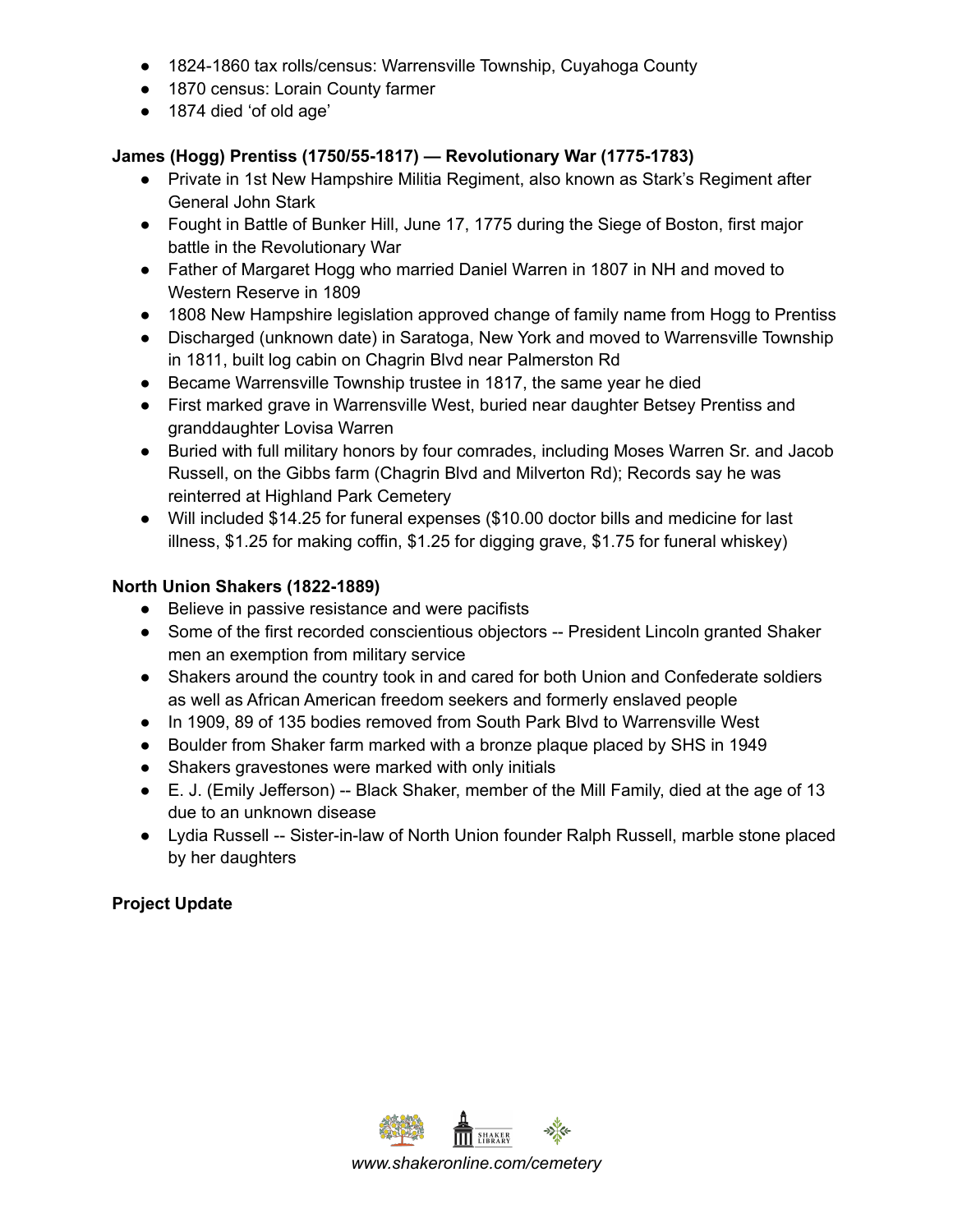- 1824-1860 tax rolls/census: Warrensville Township, Cuyahoga County
- 1870 census: Lorain County farmer
- 1874 died 'of old age'

**James (Hogg) Prentiss (1750/55-1817) — Revolutionary War (1775-1783)**

- Private in 1st New Hampshire Militia Regiment, also known as Stark's Regiment after General John Stark
- Fought in Battle of Bunker Hill, June 17, 1775 during the Siege of Boston, first major battle in the Revolutionary War
- Father of Margaret Hogg who married Daniel Warren in 1807 in NH and moved to Western Reserve in 1809
- 1808 New Hampshire legislation approved change of family name from Hogg to Prentiss
- Discharged (unknown date) in Saratoga, New York and moved to Warrensville Township in 1811, built log cabin on Chagrin Blvd near Palmerston Rd
- Became Warrensville Township trustee in 1817, the same year he died
- First marked grave in Warrensville West, buried near daughter Betsey Prentiss and granddaughter Lovisa Warren
- Buried with full military honors by four comrades, including Moses Warren Sr. and Jacob Russell, on the Gibbs farm (Chagrin Blvd and Milverton Rd); Records say he was reinterred at Highland Park Cemetery
- Will included $14.25 for funeral expenses ($10.00 doctor bills and medicine for last illness, $1.25 for making coffin, $1.25 for digging grave, $1.75 for funeral whiskey)

**North Union Shakers (1822-1889)**

- Believe in passive resistance and were pacifists
- Some of the first recorded conscientious objectors -- President Lincoln granted Shaker men an exemption from military service
- Shakers around the country took in and cared for both Union and Confederate soldiers as well as African American freedom seekers and formerly enslaved people
- In 1909, 89 of 135 bodies removed from South Park Blvd to Warrensville West
- Boulder from Shaker farm marked with a bronze plaque placed by SHS in 1949
- Shakers gravestones were marked with only initials
- E. J. (Emily Jefferson) -- Black Shaker, member of the Mill Family, died at the age of 13 due to an unknown disease
- Lydia Russell -- Sister-in-law of North Union founder Ralph Russell, marble stone placed by her daughters

**Project Update**

*www.shakeronline.com/cemetery*